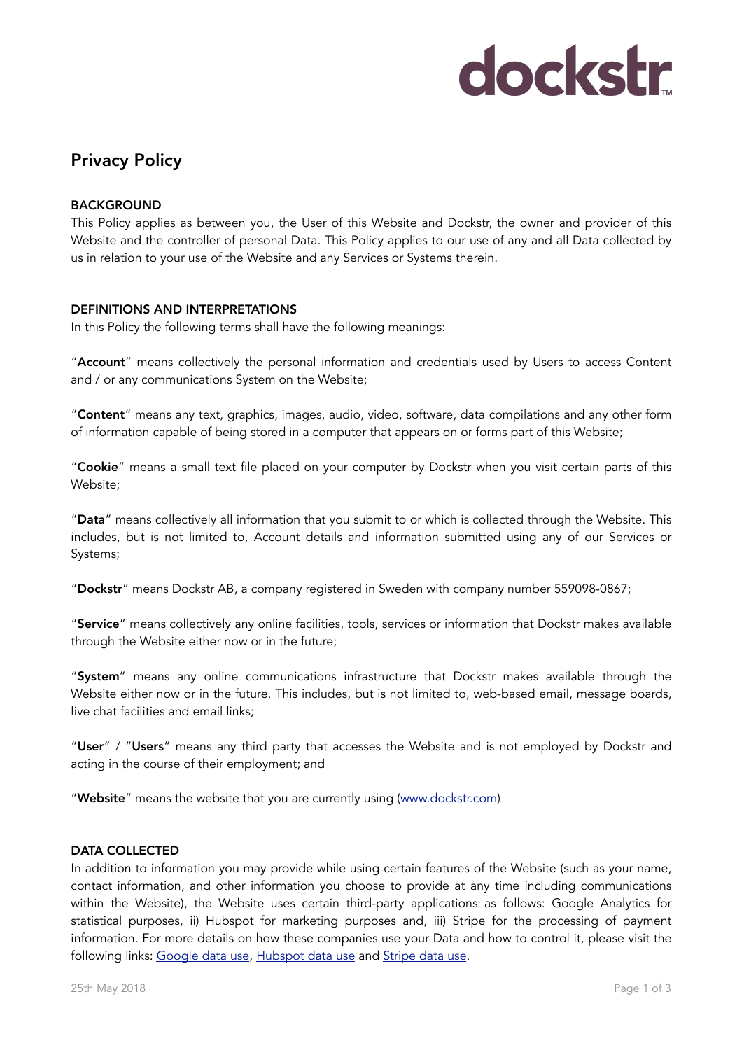# Privacy Policy

## BACKGROUND

This Policy applies as between you, the User of this Website and Dockstr, the owner and provider of this Website and the controller of personal Data. This Policy applies to our use of any and all Data collected by us in relation to your use of the Website and any Services or Systems therein.

## DEFINITIONS AND INTERPRETATIONS

In this Policy the following terms shall have the following meanings:

"**Account**" means collectively the personal information and credentials used by Users to access Content and / or any communications System on the Website;

"**Content**" means any text, graphics, images, audio, video, software, data compilations and any other form of information capable of being stored in a computer that appears on or forms part of this Website;

"**Cookie**" means a small text file placed on your computer by Dockstr when you visit certain parts of this Website;

"**Data**" means collectively all information that you submit to or which is collected through the Website. This includes, but is not limited to, Account details and information submitted using any of our Services or Systems;

"**Dockstr**" means Dockstr AB, a company registered in Sweden with company number 559098-0867;

"**Service**" means collectively any online facilities, tools, services or information that Dockstr makes available through the Website either now or in the future;

"**System**" means any online communications infrastructure that Dockstr makes available through the Website either now or in the future. This includes, but is not limited to, web-based email, message boards, live chat facilities and email links;

"**User**" / "**Users**" means any third party that accesses the Website and is not employed by Dockstr and acting in the course of their employment; and

"**Website**" means the website that you are currently using (www.dockstr.com)

## DATA COLLECTED

In addition to information you may provide while using certain features of the Website (such as your name, contact information, and other information you choose to provide at any time including communications within the Website), the Website uses certain third-party applications as follows: Google Analytics for statistical purposes, ii) Hubspot for marketing purposes and, iii) Stripe for the processing of payment information. For more details on how these companies use your Data and how to control it, please visit the following links: Google data use, Hubspot data use and Stripe data use.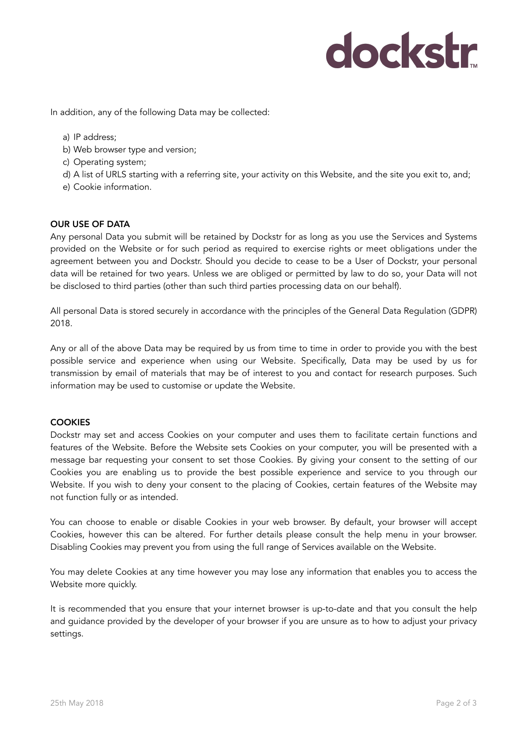In addition, any of the following Data may be collected:

a) IP address;
b) Web browser type and version;
c) Operating system;
d) A list of URLS starting with a referring site, your activity on this Website, and the site you exit to, and;
e) Cookie information.

## OUR USE OF DATA

Any personal Data you submit will be retained by Dockstr for as long as you use the Services and Systems provided on the Website or for such period as required to exercise rights or meet obligations under the agreement between you and Dockstr. Should you decide to cease to be a User of Dockstr, your personal data will be retained for two years. Unless we are obliged or permitted by law to do so, your Data will not be disclosed to third parties (other than such third parties processing data on our behalf).

All personal Data is stored securely in accordance with the principles of the General Data Regulation (GDPR) 2018.

Any or all of the above Data may be required by us from time to time in order to provide you with the best possible service and experience when using our Website. Specifically, Data may be used by us for transmission by email of materials that may be of interest to you and contact for research purposes. Such information may be used to customise or update the Website.

## COOKIES

Dockstr may set and access Cookies on your computer and uses them to facilitate certain functions and features of the Website. Before the Website sets Cookies on your computer, you will be presented with a message bar requesting your consent to set those Cookies. By giving your consent to the setting of our Cookies you are enabling us to provide the best possible experience and service to you through our Website. If you wish to deny your consent to the placing of Cookies, certain features of the Website may not function fully or as intended.

You can choose to enable or disable Cookies in your web browser. By default, your browser will accept Cookies, however this can be altered. For further details please consult the help menu in your browser. Disabling Cookies may prevent you from using the full range of Services available on the Website.

You may delete Cookies at any time however you may lose any information that enables you to access the Website more quickly.

It is recommended that you ensure that your internet browser is up-to-date and that you consult the help and guidance provided by the developer of your browser if you are unsure as to how to adjust your privacy settings.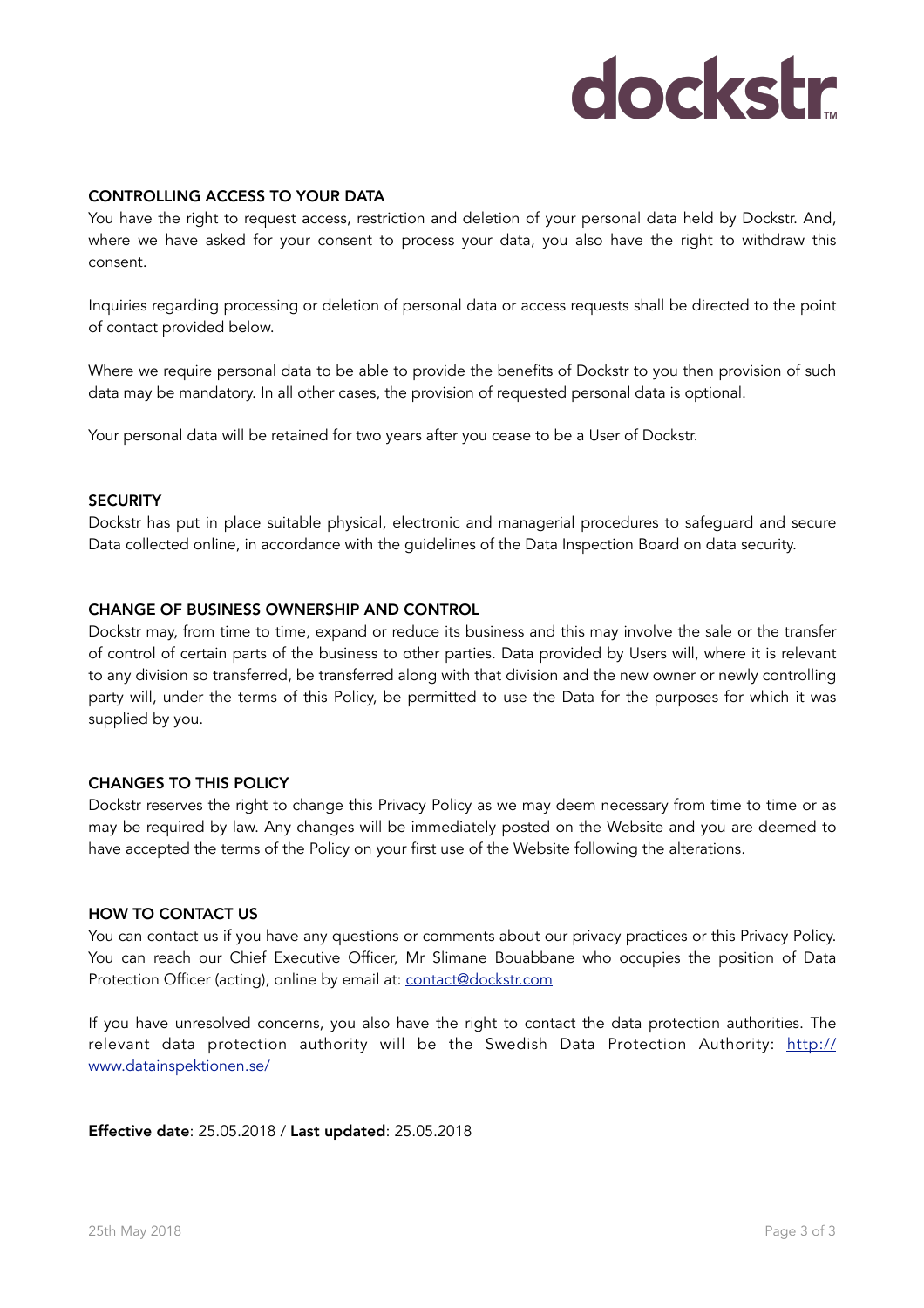## CONTROLLING ACCESS TO YOUR DATA

You have the right to request access, restriction and deletion of your personal data held by Dockstr. And, where we have asked for your consent to process your data, you also have the right to withdraw this consent.

Inquiries regarding processing or deletion of personal data or access requests shall be directed to the point of contact provided below.

Where we require personal data to be able to provide the benefits of Dockstr to you then provision of such data may be mandatory. In all other cases, the provision of requested personal data is optional.

Your personal data will be retained for two years after you cease to be a User of Dockstr.

## SECURITY

Dockstr has put in place suitable physical, electronic and managerial procedures to safeguard and secure Data collected online, in accordance with the guidelines of the Data Inspection Board on data security.

## CHANGE OF BUSINESS OWNERSHIP AND CONTROL

Dockstr may, from time to time, expand or reduce its business and this may involve the sale or the transfer of control of certain parts of the business to other parties. Data provided by Users will, where it is relevant to any division so transferred, be transferred along with that division and the new owner or newly controlling party will, under the terms of this Policy, be permitted to use the Data for the purposes for which it was supplied by you.

## CHANGES TO THIS POLICY

Dockstr reserves the right to change this Privacy Policy as we may deem necessary from time to time or as may be required by law. Any changes will be immediately posted on the Website and you are deemed to have accepted the terms of the Policy on your first use of the Website following the alterations.

## HOW TO CONTACT US

You can contact us if you have any questions or comments about our privacy practices or this Privacy Policy. You can reach our Chief Executive Officer, Mr Slimane Bouabbane who occupies the position of Data Protection Officer (acting), online by email at: [contact@dockstr.com](mailto:contact@dockstr.com)

If you have unresolved concerns, you also have the right to contact the data protection authorities. The relevant data protection authority will be the Swedish Data Protection Authority: [http://www.datainspektionen.se/](http://www.datainspektionen.se/)

**Effective date**: 25.05.2018 / **Last updated**: 25.05.2018